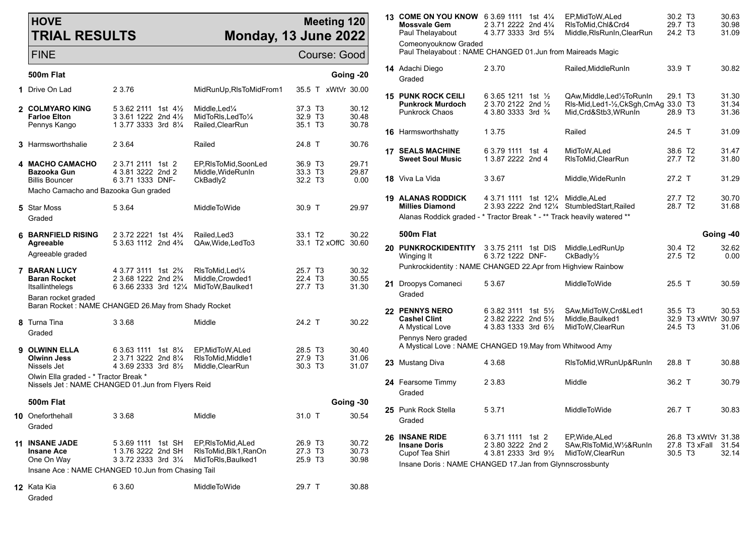# HOVE TRIAL RESULTS

**Meeting 120**
**Monday, 13 June 2022**

FINE — Course: Good

## 500m Flat — Going -20

| No. | Greyhound | Trap/Split/Positions | Finish | Remarks | Weight | Grade | Time |
|---|---|---|---|---|---|---|---|
| 1 | Drive On Lad | 2 3.76 | | MidRunUp,RlsToMidFrom1 | 35.5 | T xWtVr | 30.00 |
| 2 | **COLMYARO KING** | 5 3.62 2111 | 1st 4½ | Middle,Led¼ | 37.3 | T3 | 30.12 |
| | **Farloe Elton** | 3 3.61 1222 | 2nd 4½ | MidToRls,LedTo¼ | 32.9 | T3 | 30.48 |
| | Pennys Kango | 1 3.77 3333 | 3rd 8¼ | Railed,ClearRun | 35.1 | T3 | 30.78 |
| 3 | Harmsworthshalie | 2 3.64 | | Railed | 24.8 | T | 30.76 |
| 4 | **MACHO CAMACHO** | 2 3.71 2111 | 1st 2 | EP,RlsToMid,SoonLed | 36.9 | T3 | 29.71 |
| | **Bazooka Gun** | 4 3.81 3222 | 2nd 2 | Middle,WideRunIn | 33.3 | T3 | 29.87 |
| | Billis Bouncer | 6 3.71 1333 | DNF- | CkBadly2 | 32.2 | T3 | 0.00 |

Macho Camacho and Bazooka Gun graded

| No. | Greyhound | Trap/Split/Positions | Finish | Remarks | Weight | Grade | Time |
|---|---|---|---|---|---|---|---|
| 5 | Star Moss | 5 3.64 | | MiddleToWide | 30.9 | T | 29.97 |

Graded

| No. | Greyhound | Trap/Split/Positions | Finish | Remarks | Weight | Grade | Time |
|---|---|---|---|---|---|---|---|
| 6 | **BARNFIELD RISING** | 2 3.72 2221 | 1st 4¾ | Railed,Led3 | 33.1 | T2 | 30.22 |
| | **Agreeable** | 5 3.63 1112 | 2nd 4¾ | QAw,Wide,LedTo3 | 33.1 | T2 xOffC | 30.60 |

Agreeable graded

| No. | Greyhound | Trap/Split/Positions | Finish | Remarks | Weight | Grade | Time |
|---|---|---|---|---|---|---|---|
| 7 | **BARAN LUCY** | 4 3.77 3111 | 1st 2¾ | RlsToMid,Led¼ | 25.7 | T3 | 30.32 |
| | **Baran Rocket** | 2 3.68 1222 | 2nd 2¾ | Middle,Crowded1 | 22.4 | T3 | 30.55 |
| | Itsallinthelegs | 6 3.66 2333 | 3rd 12¼ | MidToW,Baulked1 | 27.7 | T3 | 31.30 |

Baran rocket graded
Baran Rocket : NAME CHANGED 26.May from Shady Rocket

| No. | Greyhound | Trap/Split/Positions | Finish | Remarks | Weight | Grade | Time |
|---|---|---|---|---|---|---|---|
| 8 | Turna Tina | 3 3.68 | | Middle | 24.2 | T | 30.22 |

Graded

| No. | Greyhound | Trap/Split/Positions | Finish | Remarks | Weight | Grade | Time |
|---|---|---|---|---|---|---|---|
| 9 | **OLWINN ELLA** | 6 3.63 1111 | 1st 8¼ | EP,MidToW,ALed | 28.5 | T3 | 30.40 |
| | **Olwinn Jess** | 2 3.71 3222 | 2nd 8¼ | RlsToMid,Middle1 | 27.9 | T3 | 31.06 |
| | Nissels Jet | 4 3.69 2333 | 3rd 8½ | Middle,ClearRun | 30.3 | T3 | 31.07 |

Olwin Ella graded - * Tractor Break *
Nissels Jet : NAME CHANGED 01.Jun from Flyers Reid

## 500m Flat — Going -30

| No. | Greyhound | Trap/Split/Positions | Finish | Remarks | Weight | Grade | Time |
|---|---|---|---|---|---|---|---|
| 10 | Oneforthehall | 3 3.68 | | Middle | 31.0 | T | 30.54 |

Graded

| No. | Greyhound | Trap/Split/Positions | Finish | Remarks | Weight | Grade | Time |
|---|---|---|---|---|---|---|---|
| 11 | **INSANE JADE** | 5 3.69 1111 | 1st SH | EP,RlsToMid,ALed | 26.9 | T3 | 30.72 |
| | **Insane Ace** | 1 3.76 3222 | 2nd SH | RlsToMid,Blk1,RanOn | 27.3 | T3 | 30.73 |
| | One On Way | 3 3.72 2333 | 3rd 3¼ | MidToRls,Baulked1 | 25.9 | T3 | 30.98 |

Insane Ace : NAME CHANGED 10.Jun from Chasing Tail

| No. | Greyhound | Trap/Split/Positions | Finish | Remarks | Weight | Grade | Time |
|---|---|---|---|---|---|---|---|
| 12 | Kata Kia | 6 3.60 | | MiddleToWide | 29.7 | T | 30.88 |

Graded

| No. | Greyhound | Trap/Split/Positions | Finish | Remarks | Weight | Grade | Time |
|---|---|---|---|---|---|---|---|
| 13 | **COME ON YOU KNOW** | 6 3.69 1111 | 1st 4¼ | EP,MidToW,ALed | 30.2 | T3 | 30.63 |
| | **Mossvale Gem** | 2 3.71 2222 | 2nd 4¼ | RlsToMid,Chl&Crd4 | 29.7 | T3 | 30.98 |
| | Paul Thelayabout | 4 3.77 3333 | 3rd 5¾ | Middle,RlsRunIn,ClearRun | 24.2 | T3 | 31.09 |

Comeonyouknow Graded
Paul Thelayabout : NAME CHANGED 01.Jun from Maireads Magic

| No. | Greyhound | Trap/Split/Positions | Finish | Remarks | Weight | Grade | Time |
|---|---|---|---|---|---|---|---|
| 14 | Adachi Diego | 2 3.70 | | Railed,MiddleRunIn | 33.9 | T | 30.82 |

Graded

| No. | Greyhound | Trap/Split/Positions | Finish | Remarks | Weight | Grade | Time |
|---|---|---|---|---|---|---|---|
| 15 | **PUNK ROCK CEILI** | 6 3.65 1211 | 1st ½ | QAw,Middle,Led½ToRunIn | 29.1 | T3 | 31.30 |
| | **Punkrock Murdoch** | 2 3.70 2122 | 2nd ½ | Rls-Mid,Led1-½,CkSgh,CmAg | 33.0 | T3 | 31.34 |
| | Punkrock Chaos | 4 3.80 3333 | 3rd ¾ | Mid,Crd&Stb3,WRunIn | 28.9 | T3 | 31.36 |
| 16 | Harmsworthshatty | 1 3.75 | | Railed | 24.5 | T | 31.09 |
| 17 | **SEALS MACHINE** | 6 3.79 1111 | 1st 4 | MidToW,ALed | 38.6 | T2 | 31.47 |
| | **Sweet Soul Music** | 1 3.87 2222 | 2nd 4 | RlsToMid,ClearRun | 27.7 | T2 | 31.80 |
| 18 | Viva La Vida | 3 3.67 | | Middle,WideRunIn | 27.2 | T | 31.29 |
| 19 | **ALANAS RODDICK** | 4 3.71 1111 | 1st 12¼ | Middle,ALed | 27.7 | T2 | 30.70 |
| | **Millies Diamond** | 2 3.93 2222 | 2nd 12¼ | StumbledStart,Railed | 28.7 | T2 | 31.68 |

Alanas Roddick graded - * Tractor Break * - ** Track heavily watered **

## 500m Flat — Going -40

| No. | Greyhound | Trap/Split/Positions | Finish | Remarks | Weight | Grade | Time |
|---|---|---|---|---|---|---|---|
| 20 | **PUNKROCKIDENTITY** | 3 3.75 2111 | 1st DIS | Middle,LedRunUp | 30.4 | T2 | 32.62 |
| | Winging It | 6 3.72 1222 | DNF- | CkBadly½ | 27.5 | T2 | 0.00 |

Punkrockidentity : NAME CHANGED 22.Apr from Highview Rainbow

| No. | Greyhound | Trap/Split/Positions | Finish | Remarks | Weight | Grade | Time |
|---|---|---|---|---|---|---|---|
| 21 | Droopys Comaneci | 5 3.67 | | MiddleToWide | 25.5 | T | 30.59 |

Graded

| No. | Greyhound | Trap/Split/Positions | Finish | Remarks | Weight | Grade | Time |
|---|---|---|---|---|---|---|---|
| 22 | **PENNYS NERO** | 6 3.82 3111 | 1st 5½ | SAw,MidToW,Crd&Led1 | 35.5 | T3 | 30.53 |
| | **Cashel Clint** | 2 3.82 2222 | 2nd 5½ | Middle,Baulked1 | 32.9 | T3 xWtVr | 30.97 |
| | A Mystical Love | 4 3.83 1333 | 3rd 6½ | MidToW,ClearRun | 24.5 | T3 | 31.06 |

Pennys Nero graded
A Mystical Love : NAME CHANGED 19.May from Whitwood Amy

| No. | Greyhound | Trap/Split/Positions | Finish | Remarks | Weight | Grade | Time |
|---|---|---|---|---|---|---|---|
| 23 | Mustang Diva | 4 3.68 | | RlsToMid,WRunUp&RunIn | 28.8 | T | 30.88 |
| 24 | Fearsome Timmy | 2 3.83 | | Middle | 36.2 | T | 30.79 |

Graded

| No. | Greyhound | Trap/Split/Positions | Finish | Remarks | Weight | Grade | Time |
|---|---|---|---|---|---|---|---|
| 25 | Punk Rock Stella | 5 3.71 | | MiddleToWide | 26.7 | T | 30.83 |

Graded

| No. | Greyhound | Trap/Split/Positions | Finish | Remarks | Weight | Grade | Time |
|---|---|---|---|---|---|---|---|
| 26 | **INSANE RIDE** | 6 3.71 1111 | 1st 2 | EP,Wide,ALed | 26.8 | T3 xWtVr | 31.38 |
| | **Insane Doris** | 2 3.80 3222 | 2nd 2 | SAw,RlsToMid,W½&RunIn | 27.8 | T3 xFall | 31.54 |
| | Cupof Tea Shirl | 4 3.81 2333 | 3rd 9½ | MidToW,ClearRun | 30.5 | T3 | 32.14 |

Insane Doris : NAME CHANGED 17.Jan from Glynnscrossbunty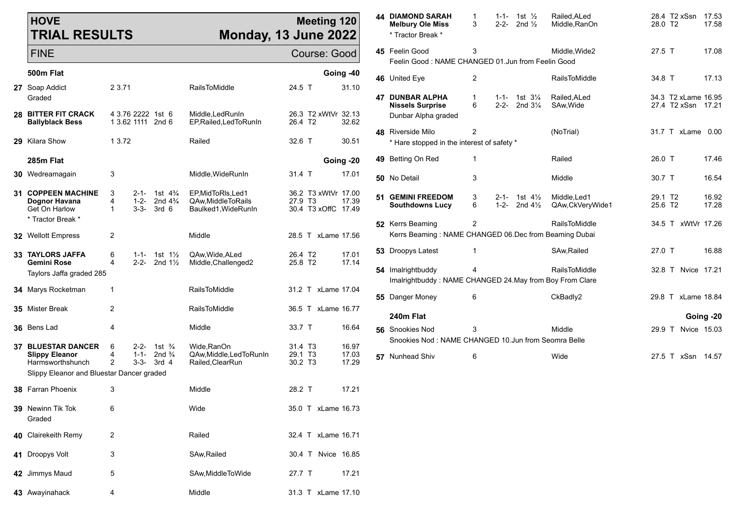# HOVE TRIAL RESULTS

**Meeting 120**
**Monday, 13 June 2022**

FINE — Course: Good

## 500m Flat — Going -40

| Race | Dog | Trap | Sectional | Positions | Finish | Remarks | Weight | Grade | Time |
|---|---|---|---|---|---|---|---|---|---|
| 27 | Soap Addict | 2 | 3.71 | | | RailsToMiddle | 24.5 | T | 31.10 |
| | Graded | | | | | | | | |
| 28 | **BITTER FIT CRACK** | 4 | 3.76 | 2222 | 1st 6 | Middle,LedRunIn | 26.3 | T2 xWtVr | 32.13 |
| | **Ballyblack Bess** | 1 | 3.62 | 1111 | 2nd 6 | EP,Railed,LedToRunIn | 26.4 | T2 | 32.62 |
| 29 | Kilara Show | 1 | 3.72 | | | Railed | 32.6 | T | 30.51 |

## 285m Flat — Going -20

| Race | Dog | Trap | Positions | Finish | Remarks | Weight | Grade | Time |
|---|---|---|---|---|---|---|---|---|
| 30 | Wedreamagain | 3 | | | Middle,WideRunIn | 31.4 | T | 17.01 |
| 31 | **COPPEEN MACHINE** | 3 | 2-1- | 1st 4¾ | EP,MidToRls,Led1 | 36.2 | T3 xWtVr | 17.00 |
| | **Dognor Havana** | 4 | 1-2- | 2nd 4¾ | QAw,MiddleToRails | 27.9 | T3 | 17.39 |
| | Get On Harlow | 1 | 3-3- | 3rd 6 | Baulked1,WideRunIn | 30.4 | T3 xOffC | 17.49 |
| | * Tractor Break * | | | | | | | |
| 32 | Wellott Empress | 2 | | | Middle | 28.5 | T xLame | 17.56 |
| 33 | **TAYLORS JAFFA** | 6 | 1-1- | 1st 1½ | QAw,Wide,ALed | 26.4 | T2 | 17.01 |
| | **Gemini Rose** | 4 | 2-2- | 2nd 1½ | Middle,Challenged2 | 25.8 | T2 | 17.14 |
| | Taylors Jaffa graded 285 | | | | | | | |
| 34 | Marys Rocketman | 1 | | | RailsToMiddle | 31.2 | T xLame | 17.04 |
| 35 | Mister Break | 2 | | | RailsToMiddle | 36.5 | T xLame | 16.77 |
| 36 | Bens Lad | 4 | | | Middle | 33.7 | T | 16.64 |
| 37 | **BLUESTAR DANCER** | 6 | 2-2- | 1st ¾ | Wide,RanOn | 31.4 | T3 | 16.97 |
| | **Slippy Eleanor** | 4 | 1-1- | 2nd ¾ | QAw,Middle,LedToRunIn | 29.1 | T3 | 17.03 |
| | Harmsworthshunch | 2 | 3-3- | 3rd 4 | Railed,ClearRun | 30.2 | T3 | 17.29 |
| | Slippy Eleanor and Bluestar Dancer graded | | | | | | | |
| 38 | Farran Phoenix | 3 | | | Middle | 28.2 | T | 17.21 |
| 39 | Newinn Tik Tok | 6 | | | Wide | 35.0 | T xLame | 16.73 |
| | Graded | | | | | | | |
| 40 | Clairekeith Remy | 2 | | | Railed | 32.4 | T xLame | 16.71 |
| 41 | Droopys Volt | 3 | | | SAw,Railed | 30.4 | T Nvice | 16.85 |
| 42 | Jimmys Maud | 5 | | | SAw,MiddleToWide | 27.7 | T | 17.21 |
| 43 | Awayinahack | 4 | | | Middle | 31.3 | T xLame | 17.10 |
| 44 | **DIAMOND SARAH** | 1 | 1-1- | 1st ½ | Railed,ALed | 28.4 | T2 xSsn | 17.53 |
| | **Melbury Ole Miss** | 3 | 2-2- | 2nd ½ | Middle,RanOn | 28.0 | T2 | 17.58 |
| | * Tractor Break * | | | | | | | |
| 45 | Feelin Good | 3 | | | Middle,Wide2 | 27.5 | T | 17.08 |
| | Feelin Good : NAME CHANGED 01.Jun from Feelin Good | | | | | | | |
| 46 | United Eye | 2 | | | RailsToMiddle | 34.8 | T | 17.13 |
| 47 | **DUNBAR ALPHA** | 1 | 1-1- | 1st 3¼ | Railed,ALed | 34.3 | T2 xLame | 16.95 |
| | **Nissels Surprise** | 6 | 2-2- | 2nd 3¼ | SAw,Wide | 27.4 | T2 xSsn | 17.21 |
| | Dunbar Alpha graded | | | | | | | |
| 48 | Riverside Milo | 2 | | | (NoTrial) | 31.7 | T xLame | 0.00 |
| | * Hare stopped in the interest of safety * | | | | | | | |
| 49 | Betting On Red | 1 | | | Railed | 26.0 | T | 17.46 |
| 50 | No Detail | 3 | | | Middle | 30.7 | T | 16.54 |
| 51 | **GEMINI FREEDOM** | 3 | 2-1- | 1st 4½ | Middle,Led1 | 29.1 | T2 | 16.92 |
| | **Southdowns Lucy** | 6 | 1-2- | 2nd 4½ | QAw,CkVeryWide1 | 25.6 | T2 | 17.28 |
| 52 | Kerrs Beaming | 2 | | | RailsToMiddle | 34.5 | T xWtVr | 17.26 |
| | Kerrs Beaming : NAME CHANGED 06.Dec from Beaming Dubai | | | | | | | |
| 53 | Droopys Latest | 1 | | | SAw,Railed | 27.0 | T | 16.88 |
| 54 | Imalrightbuddy | 4 | | | RailsToMiddle | 32.8 | T Nvice | 17.21 |
| | Imalrightbuddy : NAME CHANGED 24.May from Boy From Clare | | | | | | | |
| 55 | Danger Money | 6 | | | CkBadly2 | 29.8 | T xLame | 18.84 |

## 240m Flat — Going -20

| Race | Dog | Trap | Remarks | Weight | Grade | Time |
|---|---|---|---|---|---|---|
| 56 | Snookies Nod | 3 | Middle | 29.9 | T Nvice | 15.03 |
| | Snookies Nod : NAME CHANGED 10.Jun from Seomra Belle | | | | | |
| 57 | Nunhead Shiv | 6 | Wide | 27.5 | T xSsn | 14.57 |